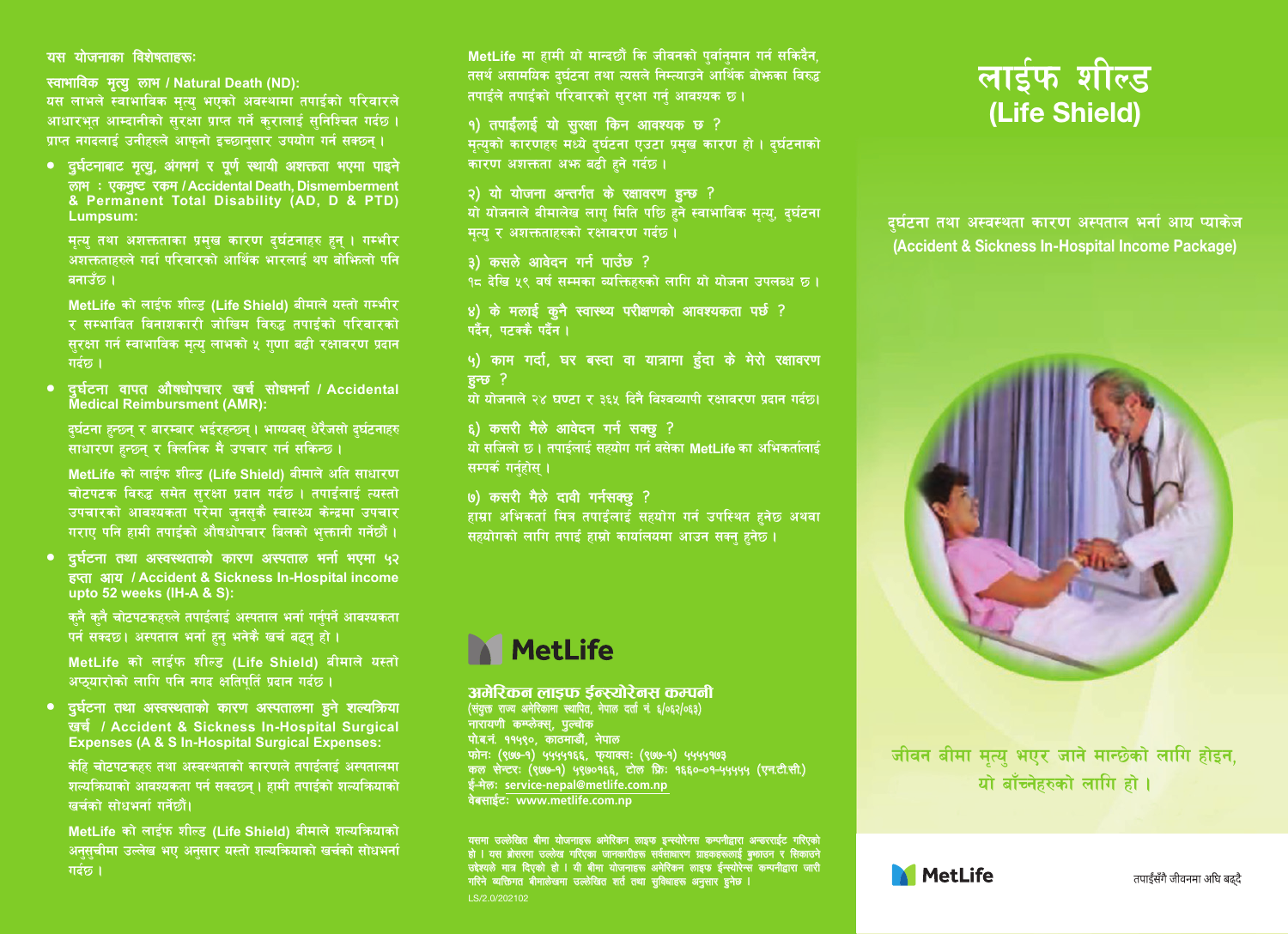यस योजनाका विशेषताहरूः

**स्वाभाविक मृत्यु लाभ / Natural Death (ND):**
यस लाभले स्वाभाविक मृत्यु भएको अवस्थामा तपाईंको परिवारले आधारभुत आम्दानीको सुरक्षा प्राप्त गर्ने कुरालाई सुनिश्चित गर्दछ । प्राप्त नगदलाई उनीहरुले आफ्नो इच्छानुसार उपयोग गर्न सक्छन् ।

- **दुर्घटनाबाट मृत्यु, अंगभंग र पूर्ण स्थायी अशक्तता भएमा पाइने लाभ : एकमुष्ट रकम / Accidental Death, Dismemberment & Permanent Total Disability (AD, D & PTD) Lumpsum:**

  मृत्यु तथा अशक्तताका प्रमुख कारण दुर्घटनाहरु हुन् । गम्भीर अशक्तताहरुले गर्दा परिवारको आर्थिक भारलाई थप बोझिलो पनि बनाउँछ ।

  **MetLife** को लाईफ शील्ड **(Life Shield)** बीमाले यस्तो गम्भीर र सम्भावित विनाशकारी जोखिम विरुद्ध तपाईंको परिवारको सुरक्षा गर्न स्वाभाविक मृत्यु लाभको ५ गुणा बढी रक्षावरण प्रदान गर्दछ ।

- **दुर्घटना वापत औषधोपचार खर्च सोधभर्ना / Accidental Medical Reimbursment (AMR):**

  दुर्घटना हुन्छन् र बारम्बार भईरहन्छन् । भाग्यवस् धेरैजसो दुर्घटनाहरु साधारण हुन्छन् र क्लिनिक मै उपचार गर्न सकिन्छ ।

  **MetLife** को लाईफ शील्ड **(Life Shield)** बीमाले अति साधारण चोटपटक विरुद्ध समेत सुरक्षा प्रदान गर्दछ । तपाईंलाई त्यस्तो उपचारको आवश्यकता परेमा जुनसुकै स्वास्थ्य केन्द्रमा उपचार गराए पनि हामी तपाईंको औषधोपचार बिलको भुक्तानी गर्नेछौं ।

- **दुर्घटना तथा अस्वस्थताको कारण अस्पताल भर्ना भएमा ५२ हप्ता आय / Accident & Sickness In-Hospital income upto 52 weeks (IH-A & S):**

  कुनै कुनै चोटपटकहरुले तपाईंलाई अस्पताल भर्ना गर्नुपर्ने आवश्यकता पर्न सक्दछ। अस्पताल भर्ना हुनु भनेकै खर्च बढ्नु हो ।

  **MetLife** को लाईफ शील्ड **(Life Shield)** बीमाले यस्तो अप्ठ्यारोको लागि पनि नगद क्षतिपूर्ति प्रदान गर्दछ ।

- **दुर्घटना तथा अस्वस्थताको कारण अस्पतालमा हुने शल्यक्रिया खर्च / Accident & Sickness In-Hospital Surgical Expenses (A & S In-Hospital Surgical Expenses:**

  केहि चोटपटकहरु तथा अस्वस्थताको कारणले तपाईंलाई अस्पतालमा शल्यक्रियाको आवश्यकता पर्न सक्दछन् । हामी तपाईंको शल्यक्रियाको खर्चको सोधभर्ना गर्नेछौं।

  **MetLife** को लाईफ शील्ड **(Life Shield)** बीमाले शल्यक्रियाको अनुसूचीमा उल्लेख भए अनुसार यस्तो शल्यक्रियाको खर्चको सोधभर्ना गर्दछ ।

**MetLife** मा हामी यो मान्दछौं कि जीवनको पुर्वानुमान गर्न सकिदैन, तसर्थ असामयिक दुर्घटना तथा त्यसले निम्त्याउने आर्थिक बोझका विरुद्ध तपाईंले तपाईंको परिवारको सुरक्षा गर्नु आवश्यक छ ।

**१) तपाईंलाई यो सुरक्षा किन आवश्यक छ ?**
मृत्युको कारणहरु मध्ये दुर्घटना एउटा प्रमुख कारण हो । दुर्घटनाको कारण अशक्तता अझ बढी हुने गर्दछ ।

**२) यो योजना अन्तर्गत के रक्षावरण हुन्छ ?**
यो योजनाले बीमालेख लागु मिति पछि हुने स्वाभाविक मृत्यु, दुर्घटना मृत्यु र अशक्तताहरुको रक्षावरण गर्दछ ।

**३) कसले आवेदन गर्न पाउँछ ?**
१८ देखि ५९ वर्ष सम्मका व्यक्तिहरुको लागि यो योजना उपलब्ध छ ।

**४) के मलाई कुनै स्वास्थ्य परीक्षणको आवश्यकता पर्छ ?**
पर्दैन, पटक्कै पर्दैन ।

**५) काम गर्दा, घर बस्दा वा यात्रामा हुंदा के मेरो रक्षावरण हुन्छ ?**
यो योजनाले २४ घण्टा र ३६५ दिनै विश्वव्यापी रक्षावरण प्रदान गर्दछ।

**६) कसरी मैले आवेदन गर्न सक्छु ?**
यो सजिलो छ । तपाईंलाई सहयोग गर्न बसेका **MetLife** का अभिकर्तालाई सम्पर्क गर्नुहोस् ।

**७) कसरी मैले दावी गर्नसक्छु ?**
हाम्रा अभिकर्ता मित्र तपाईंलाई सहयोग गर्न उपस्थित हुनेछ अथवा सहयोगको लागि तपाई हाम्रो कार्यालयमा आउन सक्नु हुनेछ ।

**MetLife**

**अमेरिकन लाइफ ईन्स्योरेनस कम्पनी**
(संयुक्त राज्य अमेरिकामा स्थापित, नेपाल दर्ता नं. ६/०६२/०६३)
नारायणी कम्प्लेक्स्, पुल्चोक
पो.ब.नं. ११५१०, काठमाडौं, नेपाल
फोनः (९७७-१) ५५५५१६६, फ्याक्सः (९७७-१) ५५५५१७३
कल सेन्टरः (९७७-१) ५९७०१६६, टोल फ्रिः १६६०-०१-५५५५५ (एन.टी.सी.)
ई-मेलः service-nepal@metlife.com.np
वेबसाईटः www.metlife.com.np

यसमा उल्लेखित बीमा योजनाहरू अमेरिकन लाइफ इन्स्योरेन्स कम्पनीद्वारा अन्डरराईट गरिएको हो । यस ब्रोसरमा उल्लेख गरिएका जानकारीहरू सर्वसाधारण ग्राहकहरूलाई बुझाउन र सिकाउने उद्देश्यले मात्र दिएको हो । यी बीमा योजनाहरू अमेरिकन लाइफ ईन्स्योरेन्स कम्पनीद्वारा जारी गरिने व्यक्तिगत बीमालेखमा उल्लेखित शर्त तथा सुविधाहरू अनुसार हुनेछ ।

LS/2.0/202102

# लाईफ शील्ड (Life Shield)

## दुर्घटना तथा अस्वस्थता कारण अस्पताल भर्ना आय प्याकेज (Accident & Sickness In-Hospital Income Package)

जीवन बीमा मृत्यु भएर जाने मान्छेको लागि होइन, यो बाँच्नेहरुको लागि हो ।

**MetLife**

तपाईंसँगै जीवनमा अघि बढ्दै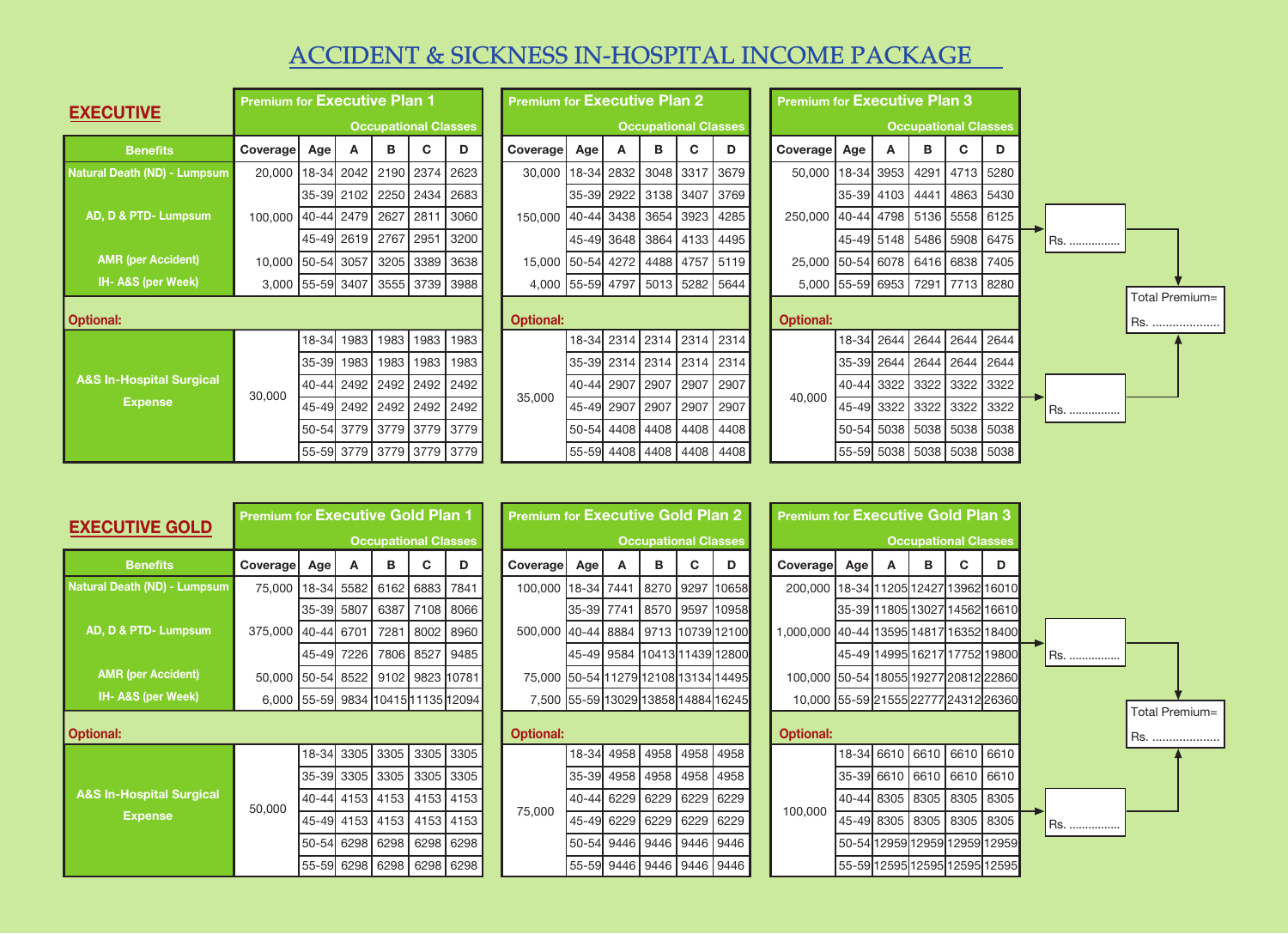# ACCIDENT & SICKNESS IN-HOSPITAL INCOME PACKAGE

## EXECUTIVE

| Benefits | Premium for Executive Plan 1 | | | | | | Premium for Executive Plan 2 | | | | | | Premium for Executive Plan 3 | | | | | |
|---|---|---|---|---|---|---|---|---|---|---|---|---|---|---|---|---|---|---|
| | | | Occupational Classes | | | | | | Occupational Classes | | | | | | Occupational Classes | | | |
| | Coverage | Age | A | B | C | D | Coverage | Age | A | B | C | D | Coverage | Age | A | B | C | D |
| Natural Death (ND) - Lumpsum | 20,000 | 18-34 | 2042 | 2190 | 2374 | 2623 | 30,000 | 18-34 | 2832 | 3048 | 3317 | 3679 | 50,000 | 18-34 | 3953 | 4291 | 4713 | 5280 |
| | | 35-39 | 2102 | 2250 | 2434 | 2683 | | 35-39 | 2922 | 3138 | 3407 | 3769 | | 35-39 | 4103 | 4441 | 4863 | 5430 |
| AD, D & PTD- Lumpsum | 100,000 | 40-44 | 2479 | 2627 | 2811 | 3060 | 150,000 | 40-44 | 3438 | 3654 | 3923 | 4285 | 250,000 | 40-44 | 4798 | 5136 | 5558 | 6125 |
| | | 45-49 | 2619 | 2767 | 2951 | 3200 | | 45-49 | 3648 | 3864 | 4133 | 4495 | | 45-49 | 5148 | 5486 | 5908 | 6475 |
| AMR (per Accident) | 10,000 | 50-54 | 3057 | 3205 | 3389 | 3638 | 15,000 | 50-54 | 4272 | 4488 | 4757 | 5119 | 25,000 | 50-54 | 6078 | 6416 | 6838 | 7405 |
| IH- A&S (per Week) | 3,000 | 55-59 | 3407 | 3555 | 3739 | 3988 | 4,000 | 55-59 | 4797 | 5013 | 5282 | 5644 | 5,000 | 55-59 | 6953 | 7291 | 7713 | 8280 |
| **Optional:** | | | | | | | | | | | | | | | | | | |
| A&S In-Hospital Surgical Expense | 30,000 | 18-34 | 1983 | 1983 | 1983 | 1983 | 35,000 | 18-34 | 2314 | 2314 | 2314 | 2314 | 40,000 | 18-34 | 2644 | 2644 | 2644 | 2644 |
| | | 35-39 | 1983 | 1983 | 1983 | 1983 | | 35-39 | 2314 | 2314 | 2314 | 2314 | | 35-39 | 2644 | 2644 | 2644 | 2644 |
| | | 40-44 | 2492 | 2492 | 2492 | 2492 | | 40-44 | 2907 | 2907 | 2907 | 2907 | | 40-44 | 3322 | 3322 | 3322 | 3322 |
| | | 45-49 | 2492 | 2492 | 2492 | 2492 | | 45-49 | 2907 | 2907 | 2907 | 2907 | | 45-49 | 3322 | 3322 | 3322 | 3322 |
| | | 50-54 | 3779 | 3779 | 3779 | 3779 | | 50-54 | 4408 | 4408 | 4408 | 4408 | | 50-54 | 5038 | 5038 | 5038 | 5038 |
| | | 55-59 | 3779 | 3779 | 3779 | 3779 | | 55-59 | 4408 | 4408 | 4408 | 4408 | | 55-59 | 5038 | 5038 | 5038 | 5038 |

Rs. ...............

Rs. ...............

Total Premium= Rs. ....................

## EXECUTIVE GOLD

| Benefits | Premium for Executive Gold Plan 1 | | | | | | Premium for Executive Gold Plan 2 | | | | | | Premium for Executive Gold Plan 3 | | | | | |
|---|---|---|---|---|---|---|---|---|---|---|---|---|---|---|---|---|---|---|
| | | | Occupational Classes | | | | | | Occupational Classes | | | | | | Occupational Classes | | | |
| | Coverage | Age | A | B | C | D | Coverage | Age | A | B | C | D | Coverage | Age | A | B | C | D |
| Natural Death (ND) - Lumpsum | 75,000 | 18-34 | 5582 | 6162 | 6883 | 7841 | 100,000 | 18-34 | 7441 | 8270 | 9297 | 10658 | 200,000 | 18-34 | 11205 | 12427 | 13962 | 16010 |
| | | 35-39 | 5807 | 6387 | 7108 | 8066 | | 35-39 | 7741 | 8570 | 9597 | 10958 | | 35-39 | 11805 | 13027 | 14562 | 16610 |
| AD, D & PTD- Lumpsum | 375,000 | 40-44 | 6701 | 7281 | 8002 | 8960 | 500,000 | 40-44 | 8884 | 9713 | 10739 | 12100 | 1,000,000 | 40-44 | 13595 | 14817 | 16352 | 18400 |
| | | 45-49 | 7226 | 7806 | 8527 | 9485 | | 45-49 | 9584 | 10413 | 11439 | 12800 | | 45-49 | 14995 | 16217 | 17752 | 19800 |
| AMR (per Accident) | 50,000 | 50-54 | 8522 | 9102 | 9823 | 10781 | 75,000 | 50-54 | 11279 | 12108 | 13134 | 14495 | 100,000 | 50-54 | 18055 | 19277 | 20812 | 22860 |
| IH- A&S (per Week) | 6,000 | 55-59 | 9834 | 10415 | 11135 | 12094 | 7,500 | 55-59 | 13029 | 13858 | 14884 | 16245 | 10,000 | 55-59 | 21555 | 22777 | 24312 | 26360 |
| **Optional:** | | | | | | | | | | | | | | | | | | |
| A&S In-Hospital Surgical Expense | 50,000 | 18-34 | 3305 | 3305 | 3305 | 3305 | 75,000 | 18-34 | 4958 | 4958 | 4958 | 4958 | 100,000 | 18-34 | 6610 | 6610 | 6610 | 6610 |
| | | 35-39 | 3305 | 3305 | 3305 | 3305 | | 35-39 | 4958 | 4958 | 4958 | 4958 | | 35-39 | 6610 | 6610 | 6610 | 6610 |
| | | 40-44 | 4153 | 4153 | 4153 | 4153 | | 40-44 | 6229 | 6229 | 6229 | 6229 | | 40-44 | 8305 | 8305 | 8305 | 8305 |
| | | 45-49 | 4153 | 4153 | 4153 | 4153 | | 45-49 | 6229 | 6229 | 6229 | 6229 | | 45-49 | 8305 | 8305 | 8305 | 8305 |
| | | 50-54 | 6298 | 6298 | 6298 | 6298 | | 50-54 | 9446 | 9446 | 9446 | 9446 | | 50-54 | 12959 | 12959 | 12959 | 12959 |
| | | 55-59 | 6298 | 6298 | 6298 | 6298 | | 55-59 | 9446 | 9446 | 9446 | 9446 | | 55-59 | 12595 | 12595 | 12595 | 12595 |

Rs. ...............

Rs. ...............

Total Premium= Rs. ....................